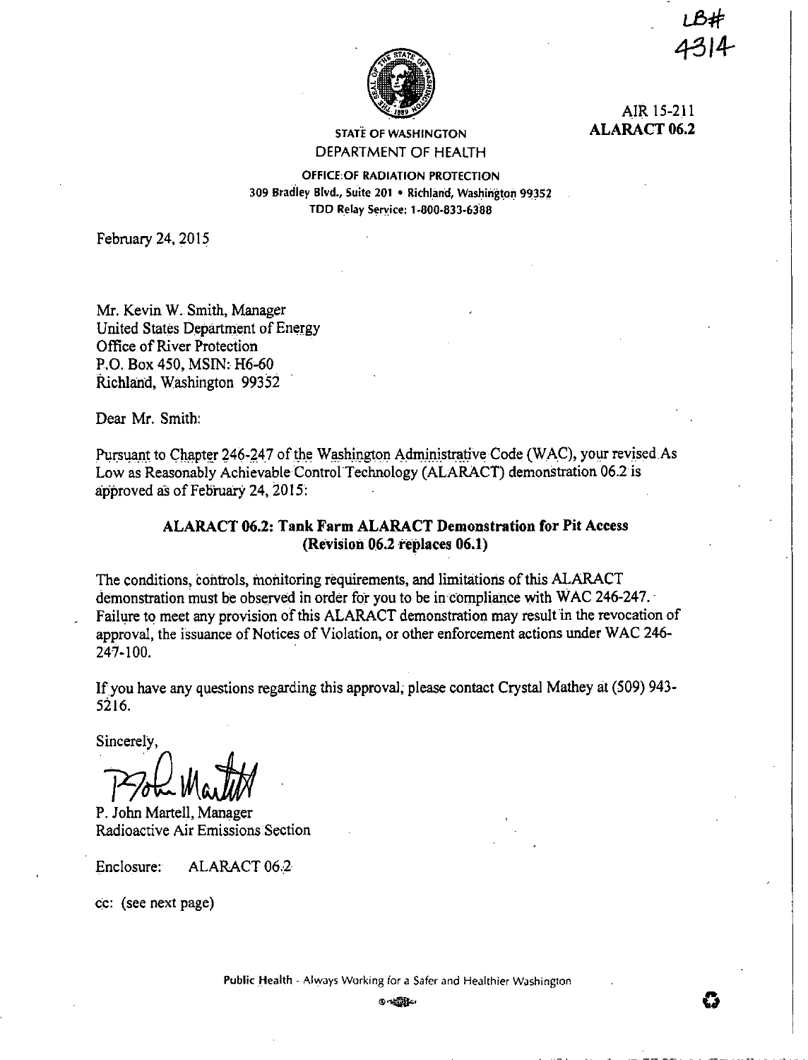LB#
4314

AIR 15-211
**ALARACT 06.2**

STATE OF WASHINGTON
DEPARTMENT OF HEALTH

OFFICE OF RADIATION PROTECTION
309 Bradley Blvd., Suite 201 • Richland, Washington 99352
TDD Relay Service: 1-800-833-6388

February 24, 2015

Mr. Kevin W. Smith, Manager
United States Department of Energy
Office of River Protection
P.O. Box 450, MSIN: H6-60
Richland, Washington 99352

Dear Mr. Smith:

Pursuant to Chapter 246-247 of the Washington Administrative Code (WAC), your revised As Low as Reasonably Achievable Control Technology (ALARACT) demonstration 06.2 is approved as of February 24, 2015:

**ALARACT 06.2: Tank Farm ALARACT Demonstration for Pit Access (Revision 06.2 replaces 06.1)**

The conditions, controls, monitoring requirements, and limitations of this ALARACT demonstration must be observed in order for you to be in compliance with WAC 246-247. Failure to meet any provision of this ALARACT demonstration may result in the revocation of approval, the issuance of Notices of Violation, or other enforcement actions under WAC 246-247-100.

If you have any questions regarding this approval, please contact Crystal Mathey at (509) 943-5216.

Sincerely,

P. John Martell, Manager
Radioactive Air Emissions Section

Enclosure: ALARACT 06.2

cc: (see next page)

Public Health - Always Working for a Safer and Healthier Washington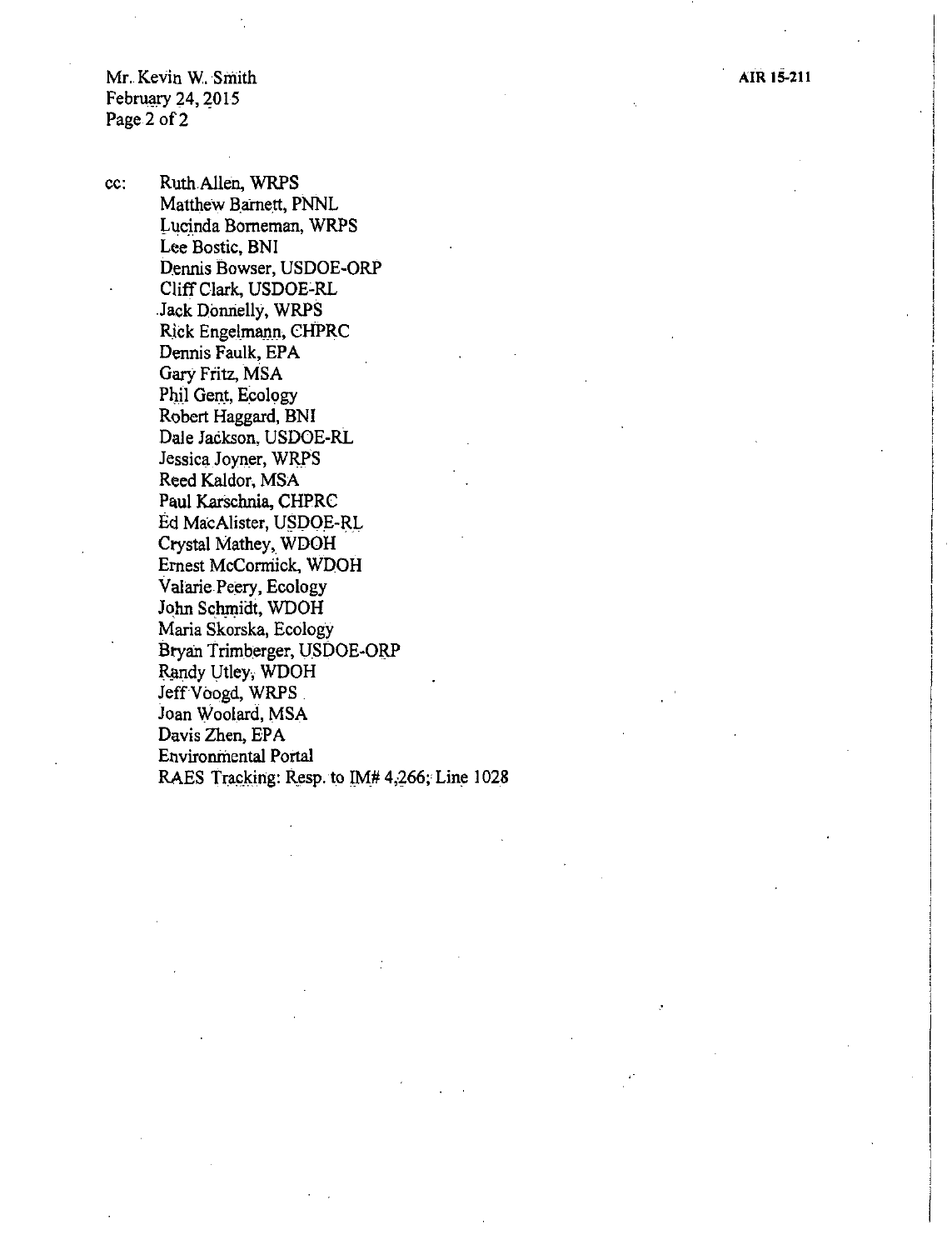cc: Ruth Allen, WRPS
Matthew Barnett, PNNL
Lucinda Borneman, WRPS
Lee Bostic, BNI
Dennis Bowser, USDOE-ORP
Cliff Clark, USDOE-RL
Jack Donnelly, WRPS
Rick Engelmann, CHPRC
Dennis Faulk, EPA
Gary Fritz, MSA
Phil Gent, Ecology
Robert Haggard, BNI
Dale Jackson, USDOE-RL
Jessica Joyner, WRPS
Reed Kaldor, MSA
Paul Karschnia, CHPRC
Ed MacAlister, USDOE-RL
Crystal Mathey, WDOH
Ernest McCormick, WDOH
Valarie Peery, Ecology
John Schmidt, WDOH
Maria Skorska, Ecology
Bryan Trimberger, USDOE-ORP
Randy Utley, WDOH
Jeff Voogd, WRPS
Joan Woolard, MSA
Davis Zhen, EPA
Environmental Portal
RAES Tracking: Resp. to IM# 4,266; Line 1028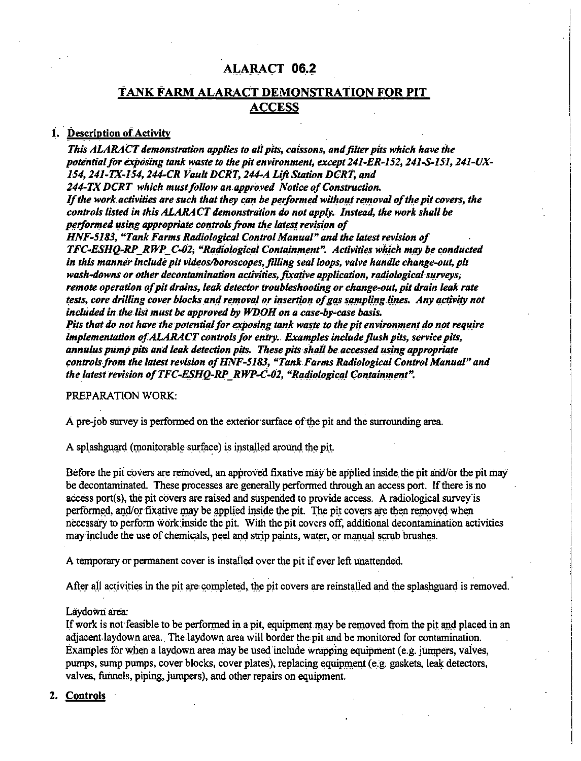# ALARACT 06.2

## TANK FARM ALARACT DEMONSTRATION FOR PIT ACCESS

### 1. Description of Activity

*This ALARACT demonstration applies to all pits, caissons, and filter pits which have the potential for exposing tank waste to the pit environment, except 241-ER-152, 241-S-151, 241-UX-154, 241-TX-154, 244-CR Vault DCRT, 244-A Lift Station DCRT, and 244-TX DCRT which must follow an approved Notice of Construction.*
*If the work activities are such that they can be performed without removal of the pit covers, the controls listed in this ALARACT demonstration do not apply. Instead, the work shall be performed using appropriate controls from the latest revision of HNF-5183, "Tank Farms Radiological Control Manual" and the latest revision of TFC-ESHQ-RP_RWP_C-02, "Radiological Containment". Activities which may be conducted in this manner include pit videos/boroscopes, filling seal loops, valve handle change-out, pit wash-downs or other decontamination activities, fixative application, radiological surveys, remote operation of pit drains, leak detector troubleshooting or change-out, pit drain leak rate tests, core drilling cover blocks and removal or insertion of gas sampling lines. Any activity not included in the list must be approved by WDOH on a case-by-case basis.*
*Pits that do not have the potential for exposing tank waste to the pit environment do not require implementation of ALARACT controls for entry. Examples include flush pits, service pits, annulus pump pits and leak detection pits. These pits shall be accessed using appropriate controls from the latest revision of HNF-5183, "Tank Farms Radiological Control Manual" and the latest revision of TFC-ESHQ-RP_RWP-C-02, "Radiological Containment".*

PREPARATION WORK:

A pre-job survey is performed on the exterior surface of the pit and the surrounding area.

A splashguard (monitorable surface) is installed around the pit.

Before the pit covers are removed, an approved fixative may be applied inside the pit and/or the pit may be decontaminated. These processes are generally performed through an access port. If there is no access port(s), the pit covers are raised and suspended to provide access. A radiological survey is performed, and/or fixative may be applied inside the pit. The pit covers are then removed when necessary to perform work inside the pit. With the pit covers off, additional decontamination activities may include the use of chemicals, peel and strip paints, water, or manual scrub brushes.

A temporary or permanent cover is installed over the pit if ever left unattended.

After all activities in the pit are completed, the pit covers are reinstalled and the splashguard is removed.

Laydown area:
If work is not feasible to be performed in a pit, equipment may be removed from the pit and placed in an adjacent laydown area. The laydown area will border the pit and be monitored for contamination. Examples for when a laydown area may be used include wrapping equipment (e.g. jumpers, valves, pumps, sump pumps, cover blocks, cover plates), replacing equipment (e.g. gaskets, leak detectors, valves, funnels, piping, jumpers), and other repairs on equipment.

### 2. Controls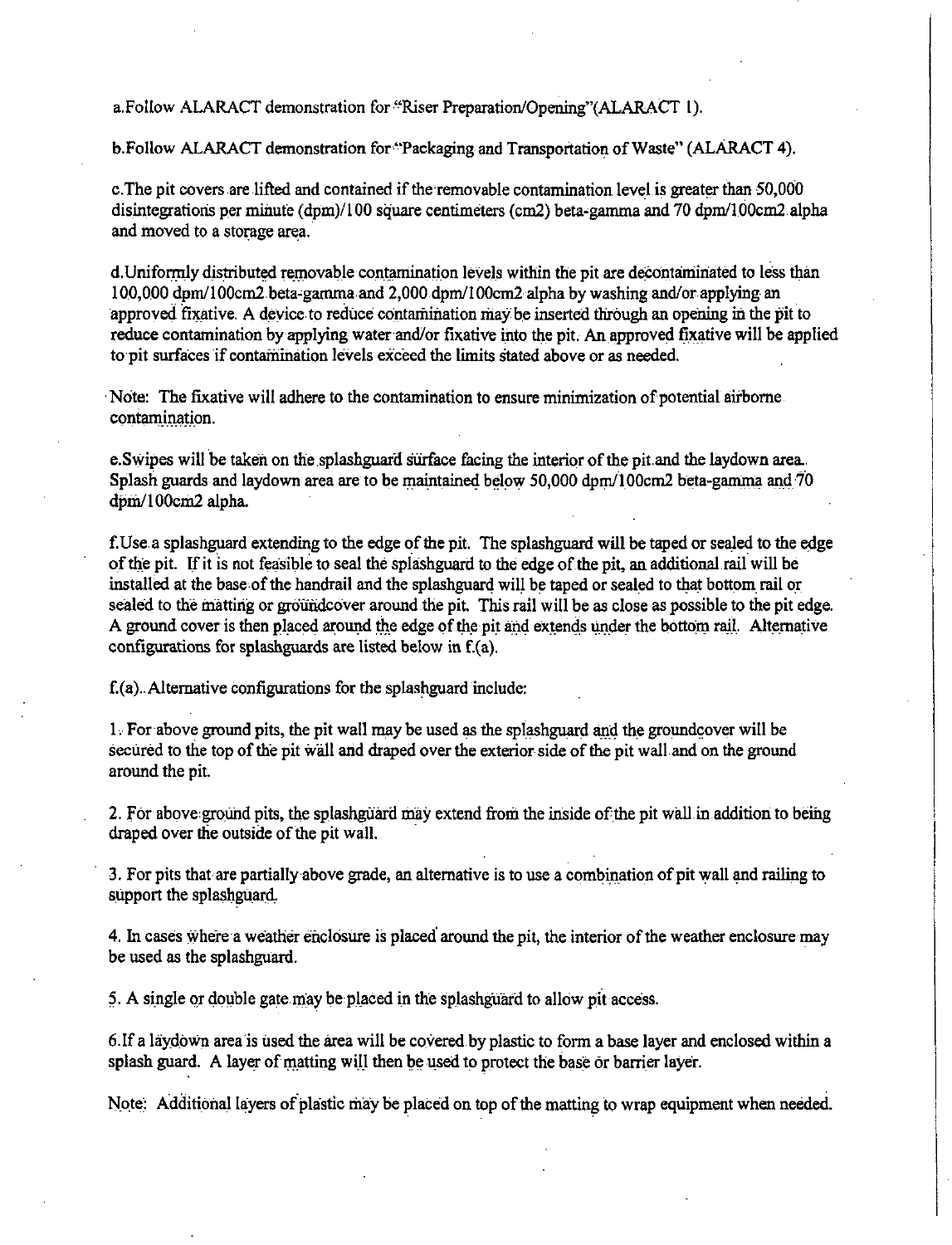a.Follow ALARACT demonstration for "Riser Preparation/Opening"(ALARACT 1).

b.Follow ALARACT demonstration for "Packaging and Transportation of Waste" (ALARACT 4).

c.The pit covers are lifted and contained if the removable contamination level is greater than 50,000 disintegrations per minute (dpm)/100 square centimeters (cm2) beta-gamma and 70 dpm/100cm2 alpha and moved to a storage area.

d.Uniformly distributed removable contamination levels within the pit are decontaminated to less than 100,000 dpm/100cm2 beta-gamma and 2,000 dpm/100cm2 alpha by washing and/or applying an approved fixative. A device to reduce contamination may be inserted through an opening in the pit to reduce contamination by applying water and/or fixative into the pit. An approved fixative will be applied to pit surfaces if contamination levels exceed the limits stated above or as needed.

Note: The fixative will adhere to the contamination to ensure minimization of potential airborne contamination.

e.Swipes will be taken on the splashguard surface facing the interior of the pit and the laydown area. Splash guards and laydown area are to be maintained below 50,000 dpm/100cm2 beta-gamma and 70 dpm/100cm2 alpha.

f.Use a splashguard extending to the edge of the pit. The splashguard will be taped or sealed to the edge of the pit. If it is not feasible to seal the splashguard to the edge of the pit, an additional rail will be installed at the base of the handrail and the splashguard will be taped or sealed to that bottom rail or sealed to the matting or groundcover around the pit. This rail will be as close as possible to the pit edge. A ground cover is then placed around the edge of the pit and extends under the bottom rail. Alternative configurations for splashguards are listed below in f.(a).

f.(a). Alternative configurations for the splashguard include:

1. For above ground pits, the pit wall may be used as the splashguard and the groundcover will be secured to the top of the pit wall and draped over the exterior side of the pit wall and on the ground around the pit.

2. For above ground pits, the splashguard may extend from the inside of the pit wall in addition to being draped over the outside of the pit wall.

3. For pits that are partially above grade, an alternative is to use a combination of pit wall and railing to support the splashguard.

4. In cases where a weather enclosure is placed around the pit, the interior of the weather enclosure may be used as the splashguard.

5. A single or double gate may be placed in the splashguard to allow pit access.

6.If a laydown area is used the area will be covered by plastic to form a base layer and enclosed within a splash guard. A layer of matting will then be used to protect the base or barrier layer.

Note: Additional layers of plastic may be placed on top of the matting to wrap equipment when needed.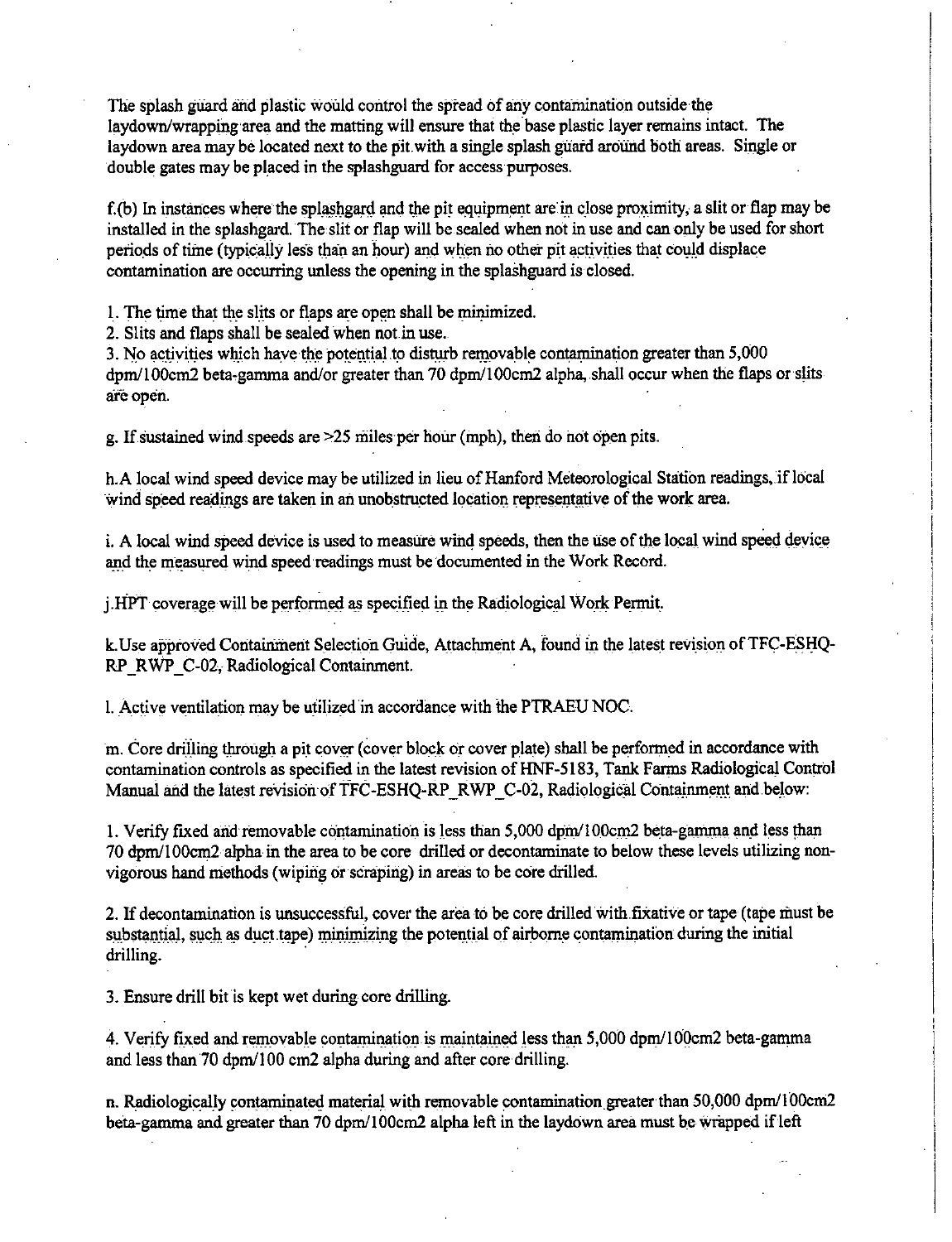The splash guard and plastic would control the spread of any contamination outside the laydown/wrapping area and the matting will ensure that the base plastic layer remains intact. The laydown area may be located next to the pit with a single splash guard around both areas. Single or double gates may be placed in the splashguard for access purposes.

f.(b) In instances where the splashgard and the pit equipment are in close proximity, a slit or flap may be installed in the splashgard. The slit or flap will be sealed when not in use and can only be used for short periods of time (typically less than an hour) and when no other pit activities that could displace contamination are occurring unless the opening in the splashguard is closed.

1. The time that the slits or flaps are open shall be minimized.
2. Slits and flaps shall be sealed when not in use.
3. No activities which have the potential to disturb removable contamination greater than 5,000 dpm/100cm2 beta-gamma and/or greater than 70 dpm/100cm2 alpha, shall occur when the flaps or slits are open.

g. If sustained wind speeds are >25 miles per hour (mph), then do not open pits.

h. A local wind speed device may be utilized in lieu of Hanford Meteorological Station readings, if local wind speed readings are taken in an unobstructed location representative of the work area.

i. A local wind speed device is used to measure wind speeds, then the use of the local wind speed device and the measured wind speed readings must be documented in the Work Record.

j. HPT coverage will be performed as specified in the Radiological Work Permit.

k. Use approved Containment Selection Guide, Attachment A, found in the latest revision of TFC-ESHQ-RP_RWP_C-02, Radiological Containment.

l. Active ventilation may be utilized in accordance with the PTRAEU NOC.

m. Core drilling through a pit cover (cover block or cover plate) shall be performed in accordance with contamination controls as specified in the latest revision of HNF-5183, Tank Farms Radiological Control Manual and the latest revision of TFC-ESHQ-RP_RWP_C-02, Radiological Containment and below:

1. Verify fixed and removable contamination is less than 5,000 dpm/100cm2 beta-gamma and less than 70 dpm/100cm2 alpha in the area to be core drilled or decontaminate to below these levels utilizing non-vigorous hand methods (wiping or scraping) in areas to be core drilled.

2. If decontamination is unsuccessful, cover the area to be core drilled with fixative or tape (tape must be substantial, such as duct tape) minimizing the potential of airborne contamination during the initial drilling.

3. Ensure drill bit is kept wet during core drilling.

4. Verify fixed and removable contamination is maintained less than 5,000 dpm/100cm2 beta-gamma and less than 70 dpm/100 cm2 alpha during and after core drilling.

n. Radiologically contaminated material with removable contamination greater than 50,000 dpm/100cm2 beta-gamma and greater than 70 dpm/100cm2 alpha left in the laydown area must be wrapped if left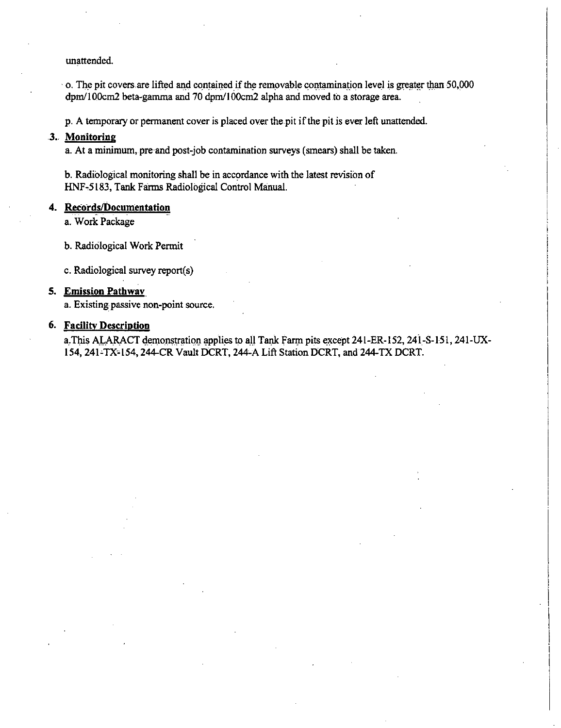unattended.

o. The pit covers are lifted and contained if the removable contamination level is greater than 50,000 dpm/100cm2 beta-gamma and 70 dpm/100cm2 alpha and moved to a storage area.

p. A temporary or permanent cover is placed over the pit if the pit is ever left unattended.

**3. Monitoring**

a. At a minimum, pre and post-job contamination surveys (smears) shall be taken.

b. Radiological monitoring shall be in accordance with the latest revision of HNF-5183, Tank Farms Radiological Control Manual.

**4. Records/Documentation**

a. Work Package

b. Radiological Work Permit

c. Radiological survey report(s)

**5. Emission Pathway**

a. Existing passive non-point source.

**6. Facility Description**

a. This ALARACT demonstration applies to all Tank Farm pits except 241-ER-152, 241-S-151, 241-UX-154, 241-TX-154, 244-CR Vault DCRT, 244-A Lift Station DCRT, and 244-TX DCRT.